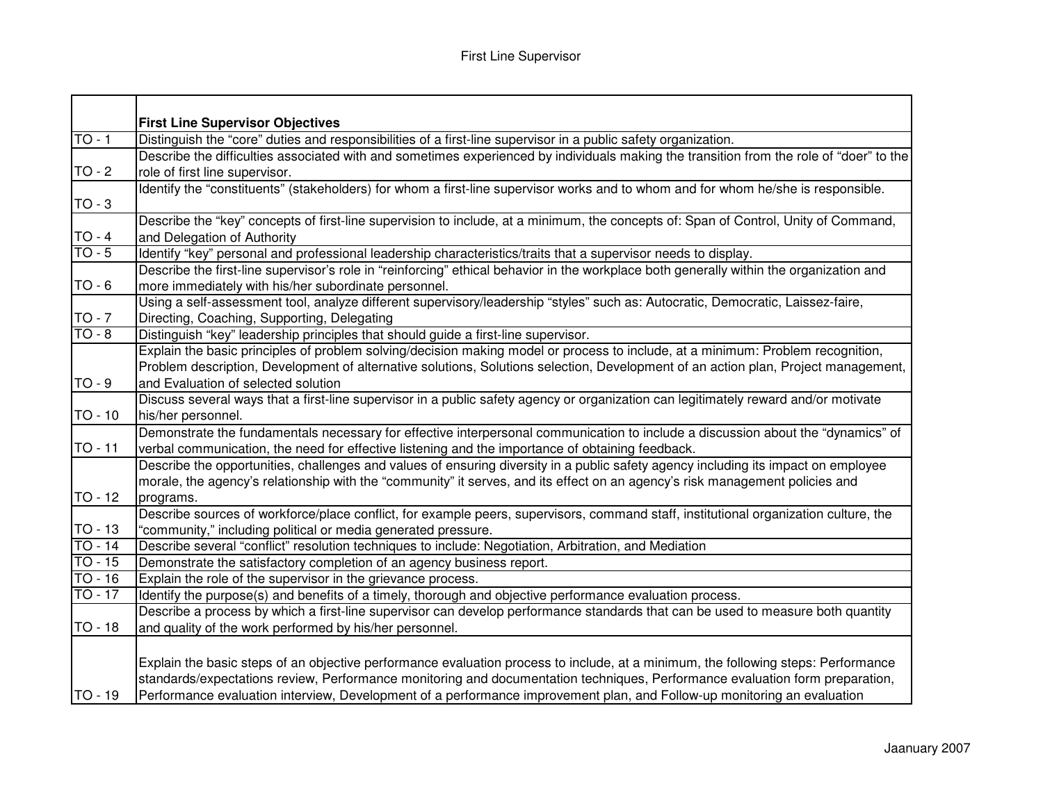# First Line Supervisor

| | **First Line Supervisor Objectives** |
|---|---|
| TO - 1 | Distinguish the "core" duties and responsibilities of a first-line supervisor in a public safety organization. |
| TO - 2 | Describe the difficulties associated with and sometimes experienced by individuals making the transition from the role of "doer" to the role of first line supervisor. |
| TO - 3 | Identify the "constituents" (stakeholders) for whom a first-line supervisor works and to whom and for whom he/she is responsible. |
| TO - 4 | Describe the "key" concepts of first-line supervision to include, at a minimum, the concepts of: Span of Control, Unity of Command, and Delegation of Authority |
| TO - 5 | Identify "key" personal and professional leadership characteristics/traits that a supervisor needs to display. |
| TO - 6 | Describe the first-line supervisor's role in "reinforcing" ethical behavior in the workplace both generally within the organization and more immediately with his/her subordinate personnel. |
| TO - 7 | Using a self-assessment tool, analyze different supervisory/leadership "styles" such as: Autocratic, Democratic, Laissez-faire, Directing, Coaching, Supporting, Delegating |
| TO - 8 | Distinguish "key" leadership principles that should guide a first-line supervisor. |
| TO - 9 | Explain the basic principles of problem solving/decision making model or process to include, at a minimum: Problem recognition, Problem description, Development of alternative solutions, Solutions selection, Development of an action plan, Project management, and Evaluation of selected solution |
| TO - 10 | Discuss several ways that a first-line supervisor in a public safety agency or organization can legitimately reward and/or motivate his/her personnel. |
| TO - 11 | Demonstrate the fundamentals necessary for effective interpersonal communication to include a discussion about the "dynamics" of verbal communication, the need for effective listening and the importance of obtaining feedback. |
| TO - 12 | Describe the opportunities, challenges and values of ensuring diversity in a public safety agency including its impact on employee morale, the agency's relationship with the "community" it serves, and its effect on an agency's risk management policies and programs. |
| TO - 13 | Describe sources of workforce/place conflict, for example peers, supervisors, command staff, institutional organization culture, the "community," including political or media generated pressure. |
| TO - 14 | Describe several "conflict" resolution techniques to include: Negotiation, Arbitration, and Mediation |
| TO - 15 | Demonstrate the satisfactory completion of an agency business report. |
| TO - 16 | Explain the role of the supervisor in the grievance process. |
| TO - 17 | Identify the purpose(s) and benefits of a timely, thorough and objective performance evaluation process. |
| TO - 18 | Describe a process by which a first-line supervisor can develop performance standards that can be used to measure both quantity and quality of the work performed by his/her personnel. |
| TO - 19 | Explain the basic steps of an objective performance evaluation process to include, at a minimum, the following steps: Performance standards/expectations review, Performance monitoring and documentation techniques, Performance evaluation form preparation, Performance evaluation interview, Development of a performance improvement plan, and Follow-up monitoring an evaluation |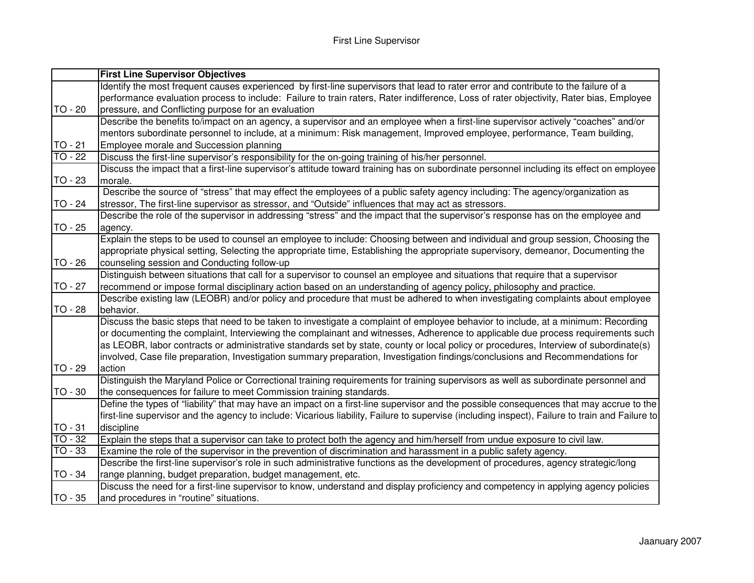# First Line Supervisor

| | First Line Supervisor Objectives |
|---|---|
| TO - 20 | Identify the most frequent causes experienced by first-line supervisors that lead to rater error and contribute to the failure of a performance evaluation process to include: Failure to train raters, Rater indifference, Loss of rater objectivity, Rater bias, Employee pressure, and Conflicting purpose for an evaluation |
| TO - 21 | Describe the benefits to/impact on an agency, a supervisor and an employee when a first-line supervisor actively "coaches" and/or mentors subordinate personnel to include, at a minimum: Risk management, Improved employee, performance, Team building, Employee morale and Succession planning |
| TO - 22 | Discuss the first-line supervisor's responsibility for the on-going training of his/her personnel. |
| TO - 23 | Discuss the impact that a first-line supervisor's attitude toward training has on subordinate personnel including its effect on employee morale. |
| TO - 24 | Describe the source of "stress" that may effect the employees of a public safety agency including: The agency/organization as stressor, The first-line supervisor as stressor, and "Outside" influences that may act as stressors. |
| TO - 25 | Describe the role of the supervisor in addressing "stress" and the impact that the supervisor's response has on the employee and agency. |
| TO - 26 | Explain the steps to be used to counsel an employee to include: Choosing between and individual and group session, Choosing the appropriate physical setting, Selecting the appropriate time, Establishing the appropriate supervisory, demeanor, Documenting the counseling session and Conducting follow-up |
| TO - 27 | Distinguish between situations that call for a supervisor to counsel an employee and situations that require that a supervisor recommend or impose formal disciplinary action based on an understanding of agency policy, philosophy and practice. |
| TO - 28 | Describe existing law (LEOBR) and/or policy and procedure that must be adhered to when investigating complaints about employee behavior. |
| TO - 29 | Discuss the basic steps that need to be taken to investigate a complaint of employee behavior to include, at a minimum: Recording or documenting the complaint, Interviewing the complainant and witnesses, Adherence to applicable due process requirements such as LEOBR, labor contracts or administrative standards set by state, county or local policy or procedures, Interview of subordinate(s) involved, Case file preparation, Investigation summary preparation, Investigation findings/conclusions and Recommendations for action |
| TO - 30 | Distinguish the Maryland Police or Correctional training requirements for training supervisors as well as subordinate personnel and the consequences for failure to meet Commission training standards. |
| TO - 31 | Define the types of "liability" that may have an impact on a first-line supervisor and the possible consequences that may accrue to the first-line supervisor and the agency to include: Vicarious liability, Failure to supervise (including inspect), Failure to train and Failure to discipline |
| TO - 32 | Explain the steps that a supervisor can take to protect both the agency and him/herself from undue exposure to civil law. |
| TO - 33 | Examine the role of the supervisor in the prevention of discrimination and harassment in a public safety agency. |
| TO - 34 | Describe the first-line supervisor's role in such administrative functions as the development of procedures, agency strategic/long range planning, budget preparation, budget management, etc. |
| TO - 35 | Discuss the need for a first-line supervisor to know, understand and display proficiency and competency in applying agency policies and procedures in "routine" situations. |

Jaanuary 2007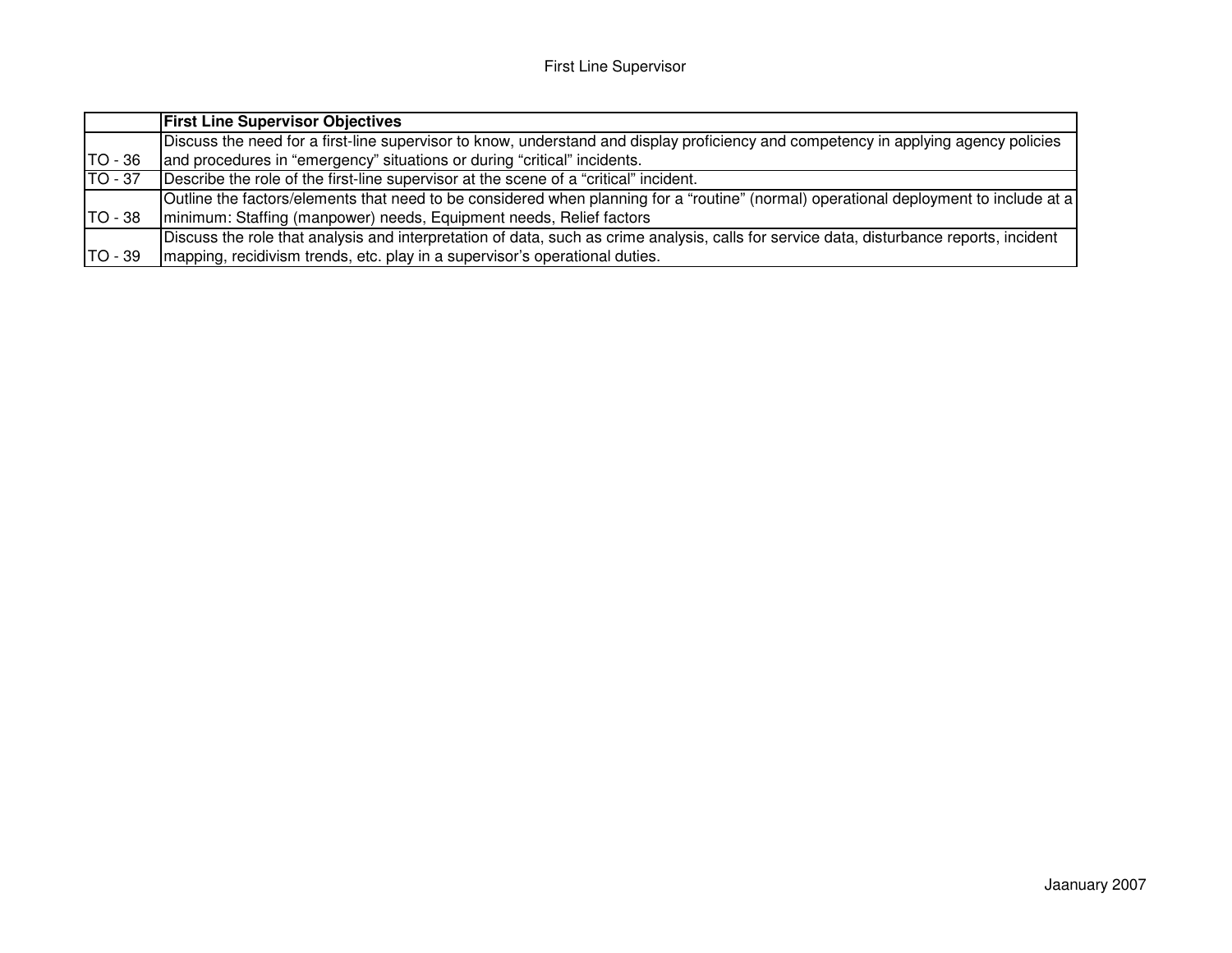| | First Line Supervisor Objectives |
|---|---|
| TO - 36 | Discuss the need for a first-line supervisor to know, understand and display proficiency and competency in applying agency policies and procedures in “emergency” situations or during “critical” incidents. |
| TO - 37 | Describe the role of the first-line supervisor at the scene of a “critical” incident. |
| TO - 38 | Outline the factors/elements that need to be considered when planning for a “routine” (normal) operational deployment to include at a minimum: Staffing (manpower) needs, Equipment needs, Relief factors |
| TO - 39 | Discuss the role that analysis and interpretation of data, such as crime analysis, calls for service data, disturbance reports, incident mapping, recidivism trends, etc. play in a supervisor’s operational duties. |